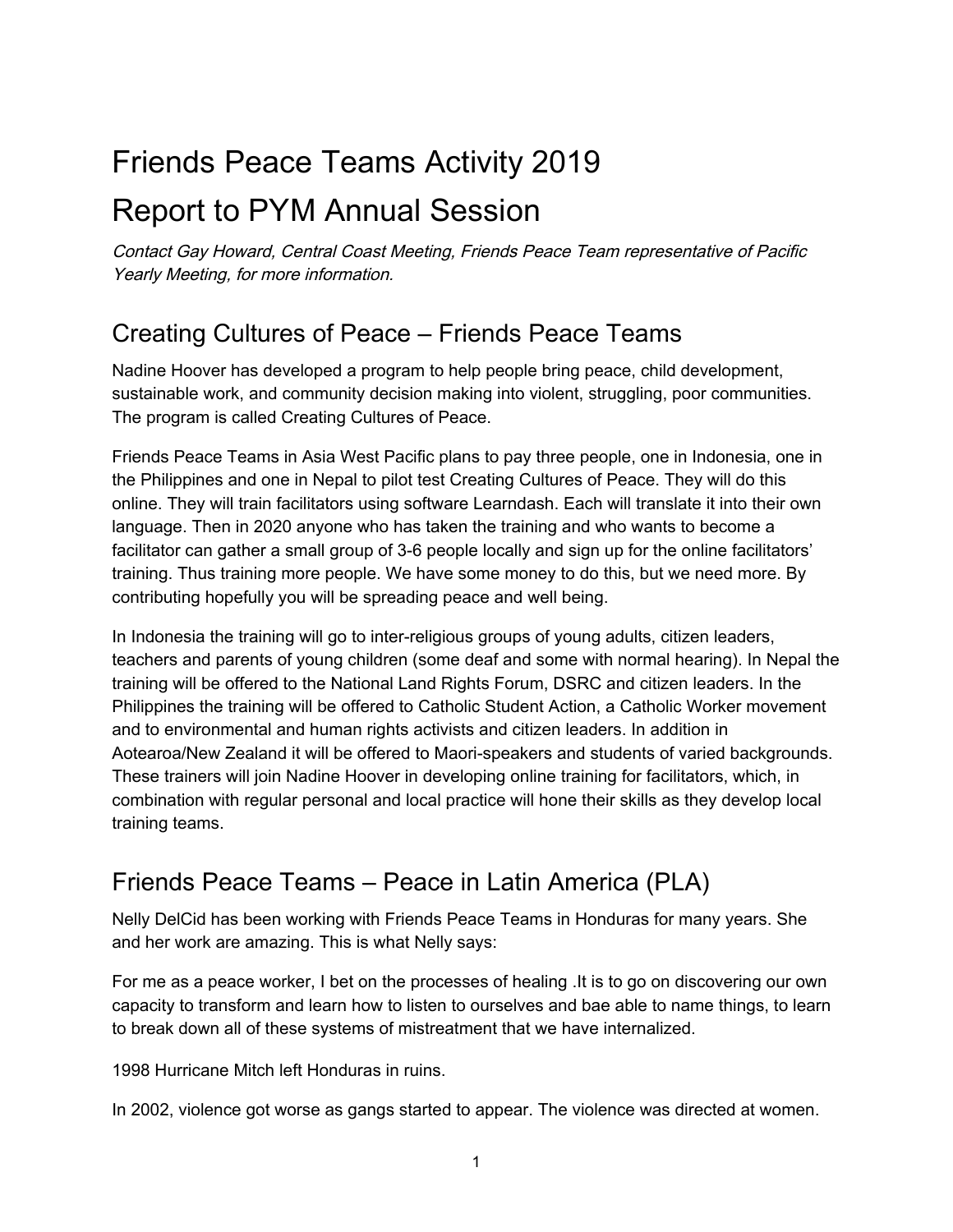# Friends Peace Teams Activity 2019

# Report to PYM Annual Session

*Contact Gay Howard, Central Coast Meeting, Friends Peace Team representative of Pacific Yearly Meeting, for more information.*

## Creating Cultures of Peace – Friends Peace Teams

Nadine Hoover has developed a program to help people bring peace, child development, sustainable work, and community decision making into violent, struggling, poor communities. The program is called Creating Cultures of Peace.

Friends Peace Teams in Asia West Pacific plans to pay three people, one in Indonesia, one in the Philippines and one in Nepal to pilot test Creating Cultures of Peace. They will do this online. They will train facilitators using software Learndash. Each will translate it into their own language. Then in 2020 anyone who has taken the training and who wants to become a facilitator can gather a small group of 3-6 people locally and sign up for the online facilitators' training. Thus training more people. We have some money to do this, but we need more. By contributing hopefully you will be spreading peace and well being.

In Indonesia the training will go to inter-religious groups of young adults, citizen leaders, teachers and parents of young children (some deaf and some with normal hearing). In Nepal the training will be offered to the National Land Rights Forum, DSRC and citizen leaders. In the Philippines the training will be offered to Catholic Student Action, a Catholic Worker movement and to environmental and human rights activists and citizen leaders. In addition in Aotearoa/New Zealand it will be offered to Maori-speakers and students of varied backgrounds. These trainers will join Nadine Hoover in developing online training for facilitators, which, in combination with regular personal and local practice will hone their skills as they develop local training teams.

## Friends Peace Teams – Peace in Latin America (PLA)

Nelly DelCid has been working with Friends Peace Teams in Honduras for many years. She and her work are amazing. This is what Nelly says:

For me as a peace worker, I bet on the processes of healing .It is to go on discovering our own capacity to transform and learn how to listen to ourselves and bae able to name things, to learn to break down all of these systems of mistreatment that we have internalized.

1998 Hurricane Mitch left Honduras in ruins.

In 2002, violence got worse as gangs started to appear. The violence was directed at women.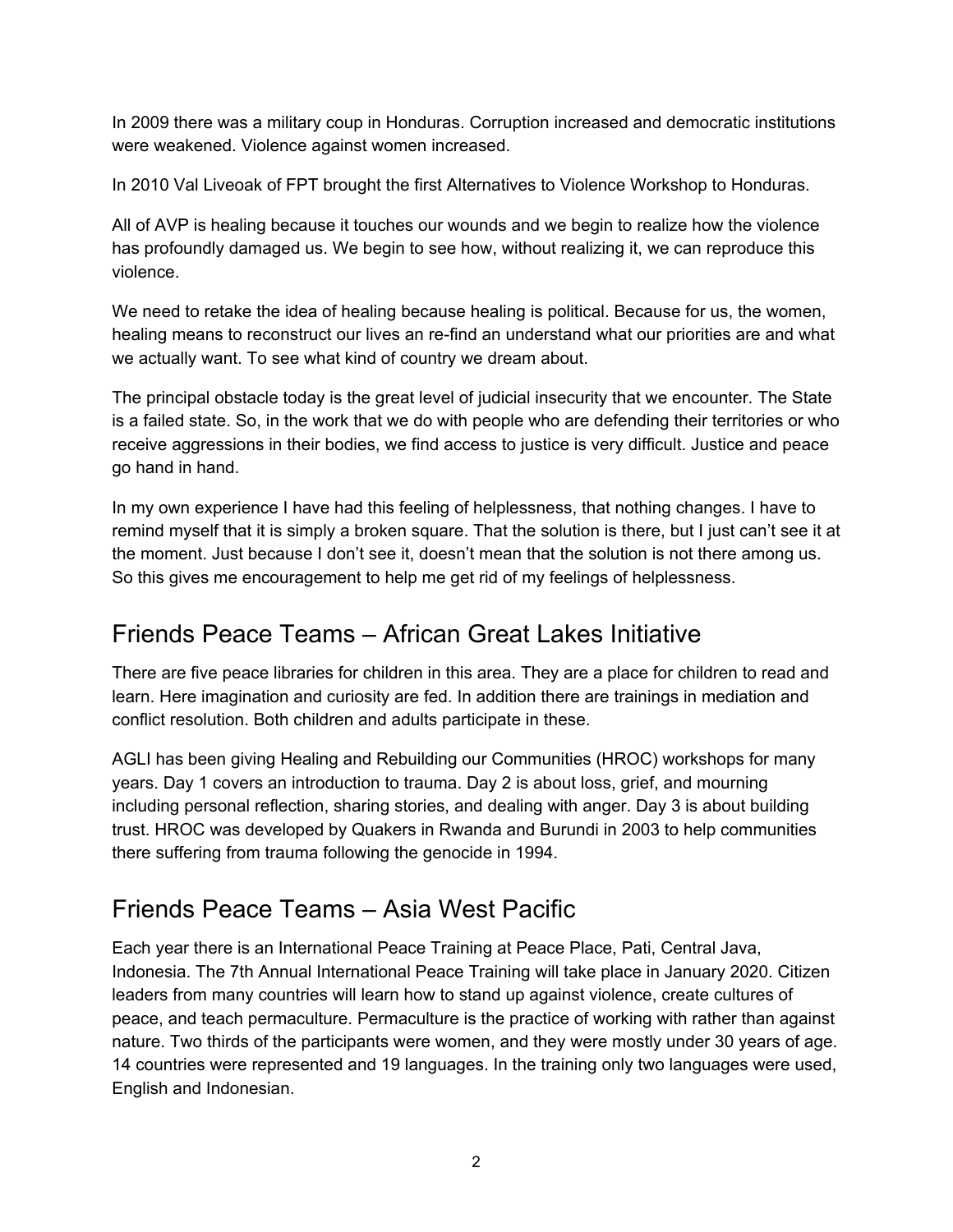In 2009 there was a military coup in Honduras. Corruption increased and democratic institutions were weakened. Violence against women increased.

In 2010 Val Liveoak of FPT brought the first Alternatives to Violence Workshop to Honduras.

All of AVP is healing because it touches our wounds and we begin to realize how the violence has profoundly damaged us. We begin to see how, without realizing it, we can reproduce this violence.

We need to retake the idea of healing because healing is political. Because for us, the women, healing means to reconstruct our lives an re-find an understand what our priorities are and what we actually want. To see what kind of country we dream about.

The principal obstacle today is the great level of judicial insecurity that we encounter. The State is a failed state. So, in the work that we do with people who are defending their territories or who receive aggressions in their bodies, we find access to justice is very difficult. Justice and peace go hand in hand.

In my own experience I have had this feeling of helplessness, that nothing changes. I have to remind myself that it is simply a broken square. That the solution is there, but I just can't see it at the moment. Just because I don't see it, doesn't mean that the solution is not there among us. So this gives me encouragement to help me get rid of my feelings of helplessness.

## Friends Peace Teams – African Great Lakes Initiative

There are five peace libraries for children in this area. They are a place for children to read and learn. Here imagination and curiosity are fed. In addition there are trainings in mediation and conflict resolution. Both children and adults participate in these.

AGLI has been giving Healing and Rebuilding our Communities (HROC) workshops for many years. Day 1 covers an introduction to trauma. Day 2 is about loss, grief, and mourning including personal reflection, sharing stories, and dealing with anger. Day 3 is about building trust. HROC was developed by Quakers in Rwanda and Burundi in 2003 to help communities there suffering from trauma following the genocide in 1994.

## Friends Peace Teams – Asia West Pacific

Each year there is an International Peace Training at Peace Place, Pati, Central Java, Indonesia. The 7th Annual International Peace Training will take place in January 2020. Citizen leaders from many countries will learn how to stand up against violence, create cultures of peace, and teach permaculture. Permaculture is the practice of working with rather than against nature. Two thirds of the participants were women, and they were mostly under 30 years of age. 14 countries were represented and 19 languages. In the training only two languages were used, English and Indonesian.